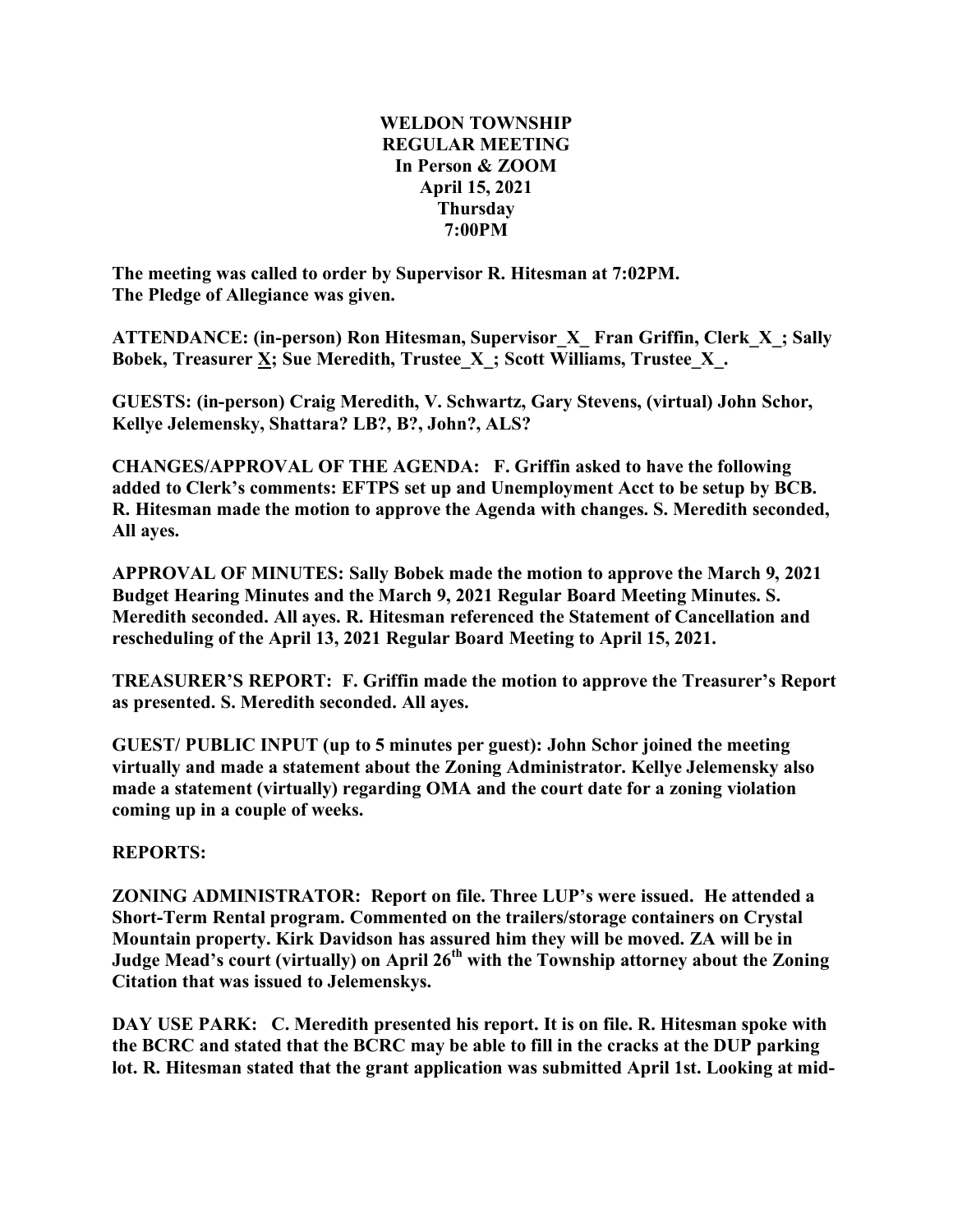**WELDON TOWNSHIP**
**REGULAR MEETING**
**In Person & ZOOM**
**April 15, 2021**
**Thursday**
**7:00PM**

**The meeting was called to order by Supervisor R. Hitesman at 7:02PM.**
**The Pledge of Allegiance was given.**

**ATTENDANCE: (in-person) Ron Hitesman, Supervisor_X_ Fran Griffin, Clerk_X_; Sally Bobek, Treasurer X; Sue Meredith, Trustee_X_; Scott Williams, Trustee_X_.**

**GUESTS: (in-person) Craig Meredith, V. Schwartz, Gary Stevens, (virtual) John Schor, Kellye Jelemensky, Shattara? LB?, B?, John?, ALS?**

**CHANGES/APPROVAL OF THE AGENDA: F. Griffin asked to have the following added to Clerk's comments: EFTPS set up and Unemployment Acct to be setup by BCB. R. Hitesman made the motion to approve the Agenda with changes. S. Meredith seconded, All ayes.**

**APPROVAL OF MINUTES: Sally Bobek made the motion to approve the March 9, 2021 Budget Hearing Minutes and the March 9, 2021 Regular Board Meeting Minutes. S. Meredith seconded. All ayes. R. Hitesman referenced the Statement of Cancellation and rescheduling of the April 13, 2021 Regular Board Meeting to April 15, 2021.**

**TREASURER'S REPORT: F. Griffin made the motion to approve the Treasurer's Report as presented. S. Meredith seconded. All ayes.**

**GUEST/ PUBLIC INPUT (up to 5 minutes per guest): John Schor joined the meeting virtually and made a statement about the Zoning Administrator. Kellye Jelemensky also made a statement (virtually) regarding OMA and the court date for a zoning violation coming up in a couple of weeks.**

**REPORTS:**

**ZONING ADMINISTRATOR: Report on file. Three LUP's were issued. He attended a Short-Term Rental program. Commented on the trailers/storage containers on Crystal Mountain property. Kirk Davidson has assured him they will be moved. ZA will be in Judge Mead's court (virtually) on April 26th with the Township attorney about the Zoning Citation that was issued to Jelemenskys.**

**DAY USE PARK: C. Meredith presented his report. It is on file. R. Hitesman spoke with the BCRC and stated that the BCRC may be able to fill in the cracks at the DUP parking lot. R. Hitesman stated that the grant application was submitted April 1st. Looking at mid-**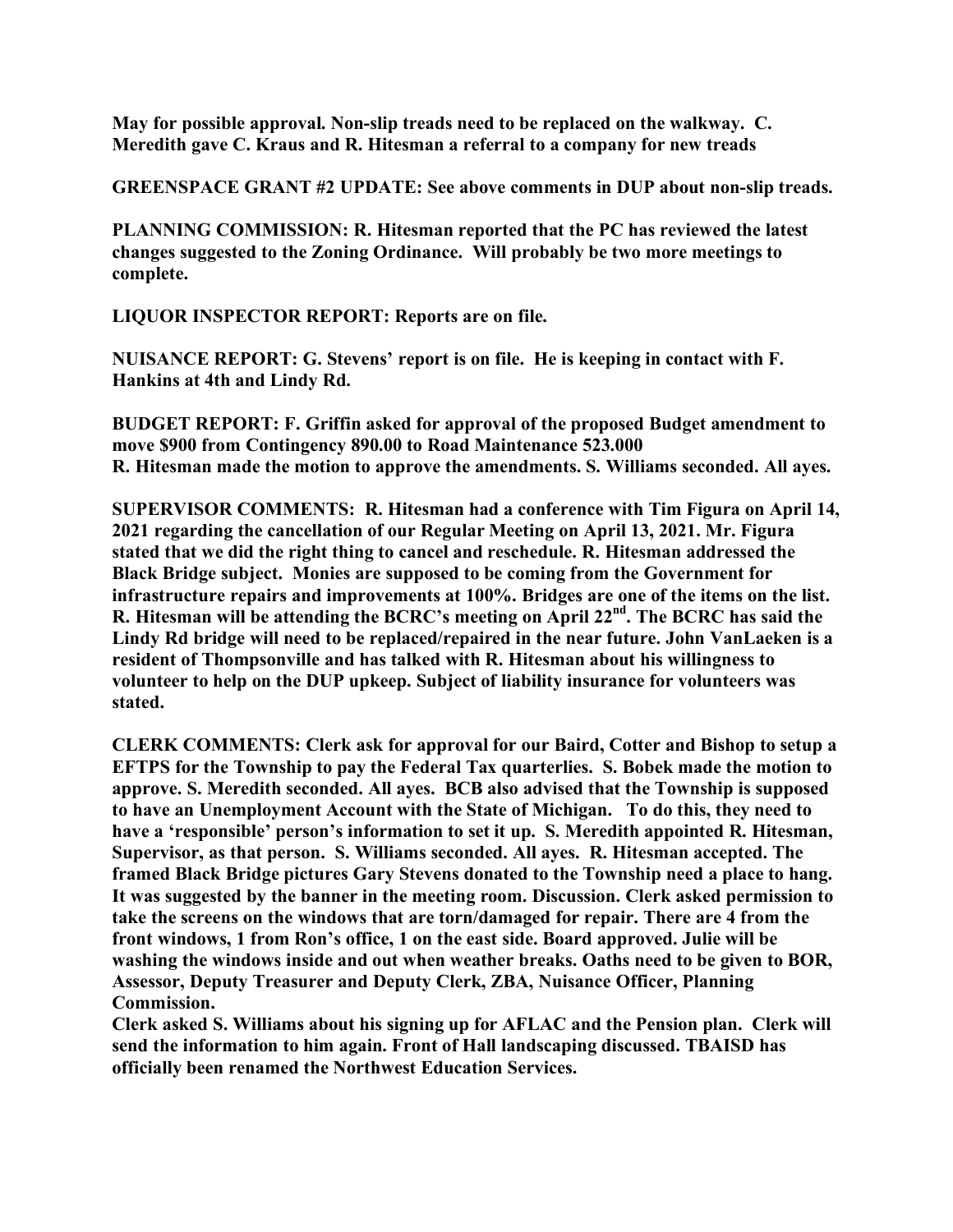**May for possible approval. Non-slip treads need to be replaced on the walkway. C. Meredith gave C. Kraus and R. Hitesman a referral to a company for new treads**

**GREENSPACE GRANT #2 UPDATE: See above comments in DUP about non-slip treads.**

**PLANNING COMMISSION: R. Hitesman reported that the PC has reviewed the latest changes suggested to the Zoning Ordinance. Will probably be two more meetings to complete.**

**LIQUOR INSPECTOR REPORT: Reports are on file.**

**NUISANCE REPORT: G. Stevens' report is on file. He is keeping in contact with F. Hankins at 4th and Lindy Rd.**

**BUDGET REPORT: F. Griffin asked for approval of the proposed Budget amendment to move $900 from Contingency 890.00 to Road Maintenance 523.000**
**R. Hitesman made the motion to approve the amendments. S. Williams seconded. All ayes.**

**SUPERVISOR COMMENTS: R. Hitesman had a conference with Tim Figura on April 14, 2021 regarding the cancellation of our Regular Meeting on April 13, 2021. Mr. Figura stated that we did the right thing to cancel and reschedule. R. Hitesman addressed the Black Bridge subject. Monies are supposed to be coming from the Government for infrastructure repairs and improvements at 100%. Bridges are one of the items on the list. R. Hitesman will be attending the BCRC's meeting on April 22nd. The BCRC has said the Lindy Rd bridge will need to be replaced/repaired in the near future. John VanLaeken is a resident of Thompsonville and has talked with R. Hitesman about his willingness to volunteer to help on the DUP upkeep. Subject of liability insurance for volunteers was stated.**

**CLERK COMMENTS: Clerk ask for approval for our Baird, Cotter and Bishop to setup a EFTPS for the Township to pay the Federal Tax quarterlies. S. Bobek made the motion to approve. S. Meredith seconded. All ayes. BCB also advised that the Township is supposed to have an Unemployment Account with the State of Michigan. To do this, they need to have a 'responsible' person's information to set it up. S. Meredith appointed R. Hitesman, Supervisor, as that person. S. Williams seconded. All ayes. R. Hitesman accepted. The framed Black Bridge pictures Gary Stevens donated to the Township need a place to hang. It was suggested by the banner in the meeting room. Discussion. Clerk asked permission to take the screens on the windows that are torn/damaged for repair. There are 4 from the front windows, 1 from Ron's office, 1 on the east side. Board approved. Julie will be washing the windows inside and out when weather breaks. Oaths need to be given to BOR, Assessor, Deputy Treasurer and Deputy Clerk, ZBA, Nuisance Officer, Planning Commission.**
**Clerk asked S. Williams about his signing up for AFLAC and the Pension plan. Clerk will send the information to him again. Front of Hall landscaping discussed. TBAISD has officially been renamed the Northwest Education Services.**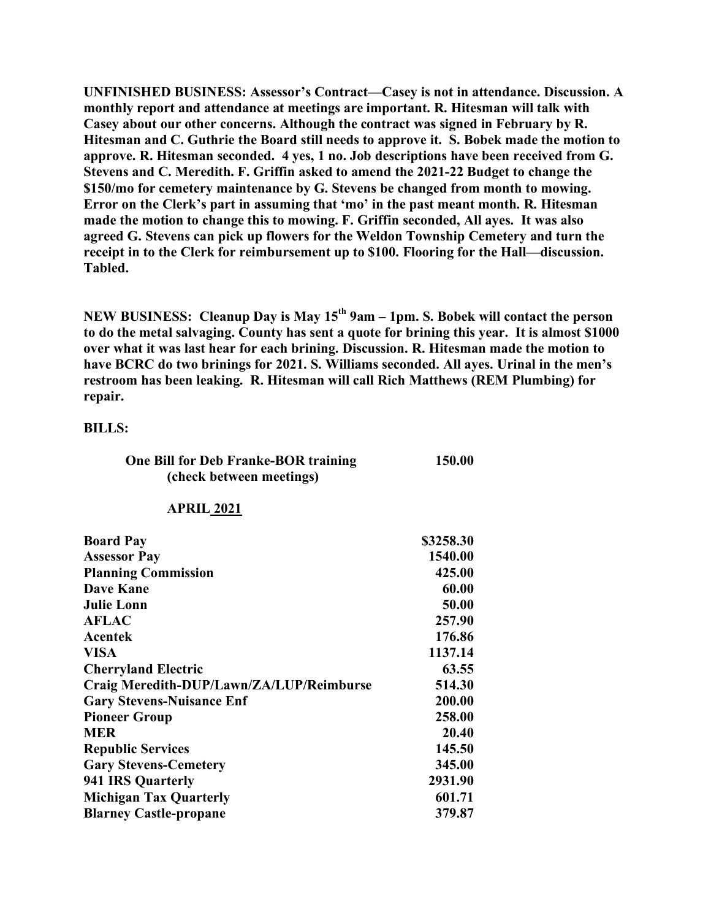**UNFINISHED BUSINESS: Assessor's Contract—Casey is not in attendance. Discussion. A monthly report and attendance at meetings are important. R. Hitesman will talk with Casey about our other concerns. Although the contract was signed in February by R. Hitesman and C. Guthrie the Board still needs to approve it. S. Bobek made the motion to approve. R. Hitesman seconded. 4 yes, 1 no. Job descriptions have been received from G. Stevens and C. Meredith. F. Griffin asked to amend the 2021-22 Budget to change the $150/mo for cemetery maintenance by G. Stevens be changed from month to mowing. Error on the Clerk's part in assuming that 'mo' in the past meant month. R. Hitesman made the motion to change this to mowing. F. Griffin seconded, All ayes. It was also agreed G. Stevens can pick up flowers for the Weldon Township Cemetery and turn the receipt in to the Clerk for reimbursement up to $100. Flooring for the Hall—discussion. Tabled.**

**NEW BUSINESS: Cleanup Day is May 15th 9am – 1pm. S. Bobek will contact the person to do the metal salvaging. County has sent a quote for brining this year. It is almost $1000 over what it was last hear for each brining. Discussion. R. Hitesman made the motion to have BCRC do two brinings for 2021. S. Williams seconded. All ayes. Urinal in the men's restroom has been leaking. R. Hitesman will call Rich Matthews (REM Plumbing) for repair.**

**BILLS:**

| | |
|---|---|
| **One Bill for Deb Franke-BOR training (check between meetings)** | **150.00** |

**APRIL 2021**

| | |
|---|---|
| **Board Pay** | **$3258.30** |
| **Assessor Pay** | **1540.00** |
| **Planning Commission** | **425.00** |
| **Dave Kane** | **60.00** |
| **Julie Lonn** | **50.00** |
| **AFLAC** | **257.90** |
| **Acentek** | **176.86** |
| **VISA** | **1137.14** |
| **Cherryland Electric** | **63.55** |
| **Craig Meredith-DUP/Lawn/ZA/LUP/Reimburse** | **514.30** |
| **Gary Stevens-Nuisance Enf** | **200.00** |
| **Pioneer Group** | **258.00** |
| **MER** | **20.40** |
| **Republic Services** | **145.50** |
| **Gary Stevens-Cemetery** | **345.00** |
| **941 IRS Quarterly** | **2931.90** |
| **Michigan Tax Quarterly** | **601.71** |
| **Blarney Castle-propane** | **379.87** |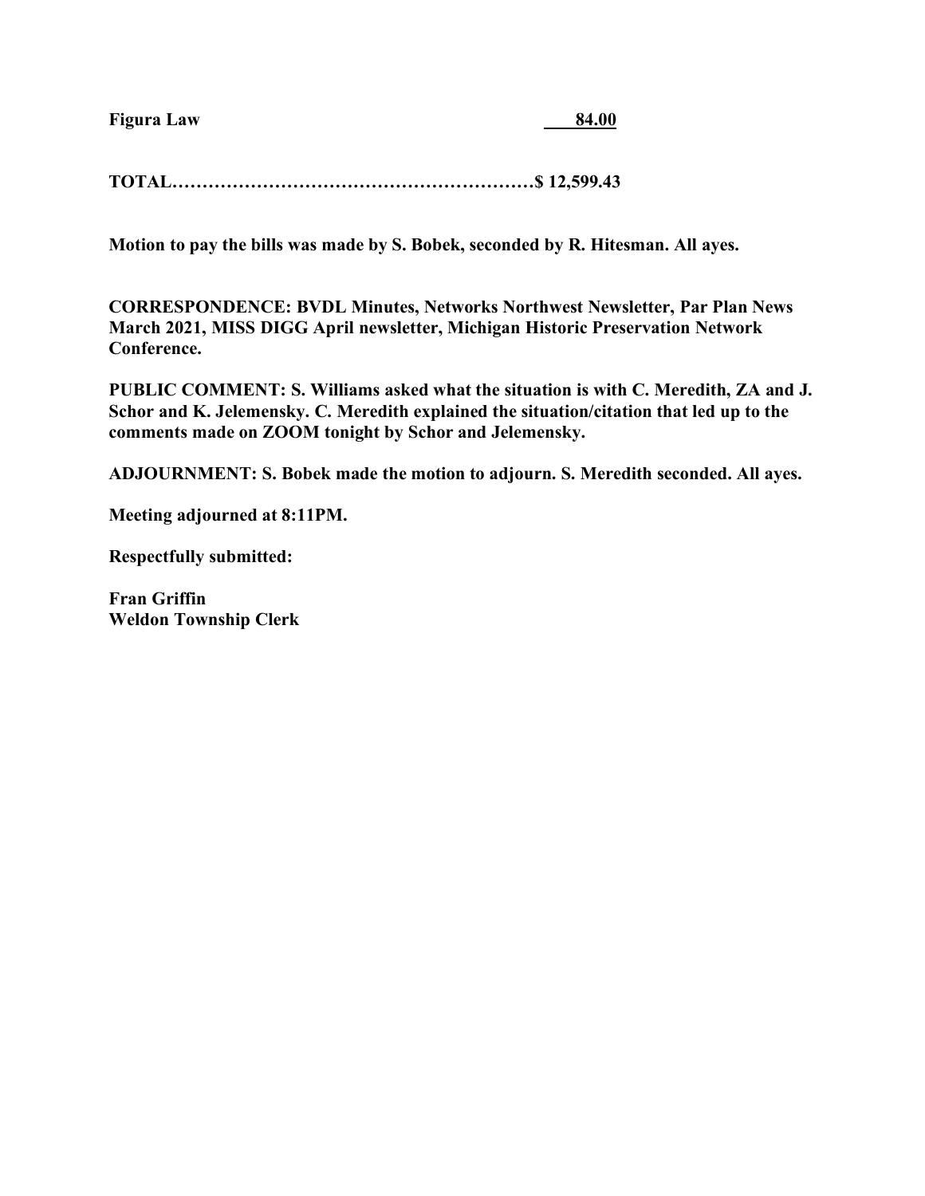**Figura Law 84.00**

**TOTAL……………………………………………………$ 12,599.43**

**Motion to pay the bills was made by S. Bobek, seconded by R. Hitesman. All ayes.**

**CORRESPONDENCE: BVDL Minutes, Networks Northwest Newsletter, Par Plan News March 2021, MISS DIGG April newsletter, Michigan Historic Preservation Network Conference.**

**PUBLIC COMMENT: S. Williams asked what the situation is with C. Meredith, ZA and J. Schor and K. Jelemensky. C. Meredith explained the situation/citation that led up to the comments made on ZOOM tonight by Schor and Jelemensky.**

**ADJOURNMENT: S. Bobek made the motion to adjourn. S. Meredith seconded. All ayes.**

**Meeting adjourned at 8:11PM.**

**Respectfully submitted:**

**Fran Griffin**
**Weldon Township Clerk**